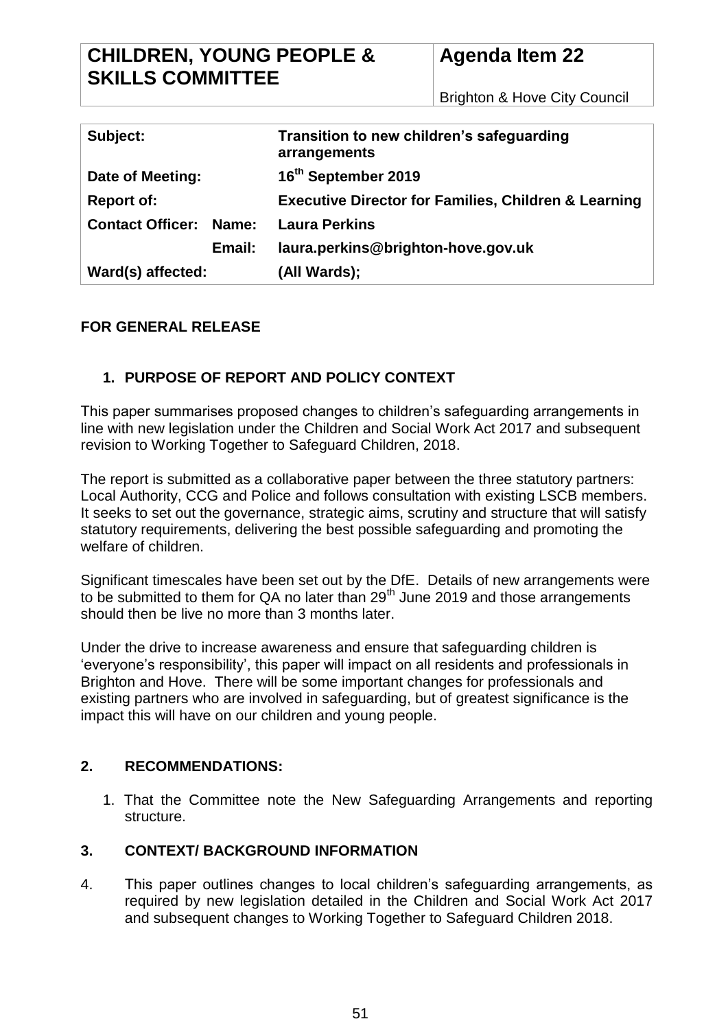| CHILDREN, YOUNG PEOPLE & SKILLS COMMITTEE | Agenda Item 22<br>Brighton & Hove City Council |
|---|---|

| | | |
|---|---|---|
| **Subject:** | | **Transition to new children's safeguarding arrangements** |
| **Date of Meeting:** | | **16th September 2019** |
| **Report of:** | | **Executive Director for Families, Children & Learning** |
| **Contact Officer:** | **Name:** | **Laura Perkins** |
| | **Email:** | **laura.perkins@brighton-hove.gov.uk** |
| **Ward(s) affected:** | | **(All Wards);** |

**FOR GENERAL RELEASE**

## 1. PURPOSE OF REPORT AND POLICY CONTEXT

This paper summarises proposed changes to children's safeguarding arrangements in line with new legislation under the Children and Social Work Act 2017 and subsequent revision to Working Together to Safeguard Children, 2018.

The report is submitted as a collaborative paper between the three statutory partners: Local Authority, CCG and Police and follows consultation with existing LSCB members. It seeks to set out the governance, strategic aims, scrutiny and structure that will satisfy statutory requirements, delivering the best possible safeguarding and promoting the welfare of children.

Significant timescales have been set out by the DfE. Details of new arrangements were to be submitted to them for QA no later than 29th June 2019 and those arrangements should then be live no more than 3 months later.

Under the drive to increase awareness and ensure that safeguarding children is 'everyone's responsibility', this paper will impact on all residents and professionals in Brighton and Hove. There will be some important changes for professionals and existing partners who are involved in safeguarding, but of greatest significance is the impact this will have on our children and young people.

## 2. RECOMMENDATIONS:

1. That the Committee note the New Safeguarding Arrangements and reporting structure.

## 3. CONTEXT/ BACKGROUND INFORMATION

4. This paper outlines changes to local children's safeguarding arrangements, as required by new legislation detailed in the Children and Social Work Act 2017 and subsequent changes to Working Together to Safeguard Children 2018.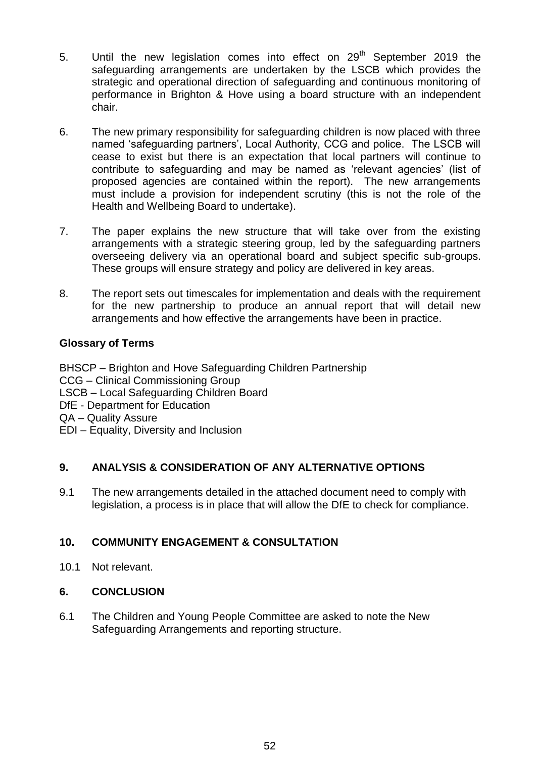5. Until the new legislation comes into effect on 29th September 2019 the safeguarding arrangements are undertaken by the LSCB which provides the strategic and operational direction of safeguarding and continuous monitoring of performance in Brighton & Hove using a board structure with an independent chair.

6. The new primary responsibility for safeguarding children is now placed with three named 'safeguarding partners', Local Authority, CCG and police. The LSCB will cease to exist but there is an expectation that local partners will continue to contribute to safeguarding and may be named as 'relevant agencies' (list of proposed agencies are contained within the report). The new arrangements must include a provision for independent scrutiny (this is not the role of the Health and Wellbeing Board to undertake).

7. The paper explains the new structure that will take over from the existing arrangements with a strategic steering group, led by the safeguarding partners overseeing delivery via an operational board and subject specific sub-groups. These groups will ensure strategy and policy are delivered in key areas.

8. The report sets out timescales for implementation and deals with the requirement for the new partnership to produce an annual report that will detail new arrangements and how effective the arrangements have been in practice.

**Glossary of Terms**

BHSCP – Brighton and Hove Safeguarding Children Partnership
CCG – Clinical Commissioning Group
LSCB – Local Safeguarding Children Board
DfE - Department for Education
QA – Quality Assure
EDI – Equality, Diversity and Inclusion

## 9. ANALYSIS & CONSIDERATION OF ANY ALTERNATIVE OPTIONS

9.1 The new arrangements detailed in the attached document need to comply with legislation, a process is in place that will allow the DfE to check for compliance.

## 10. COMMUNITY ENGAGEMENT & CONSULTATION

10.1 Not relevant.

## 6. CONCLUSION

6.1 The Children and Young People Committee are asked to note the New Safeguarding Arrangements and reporting structure.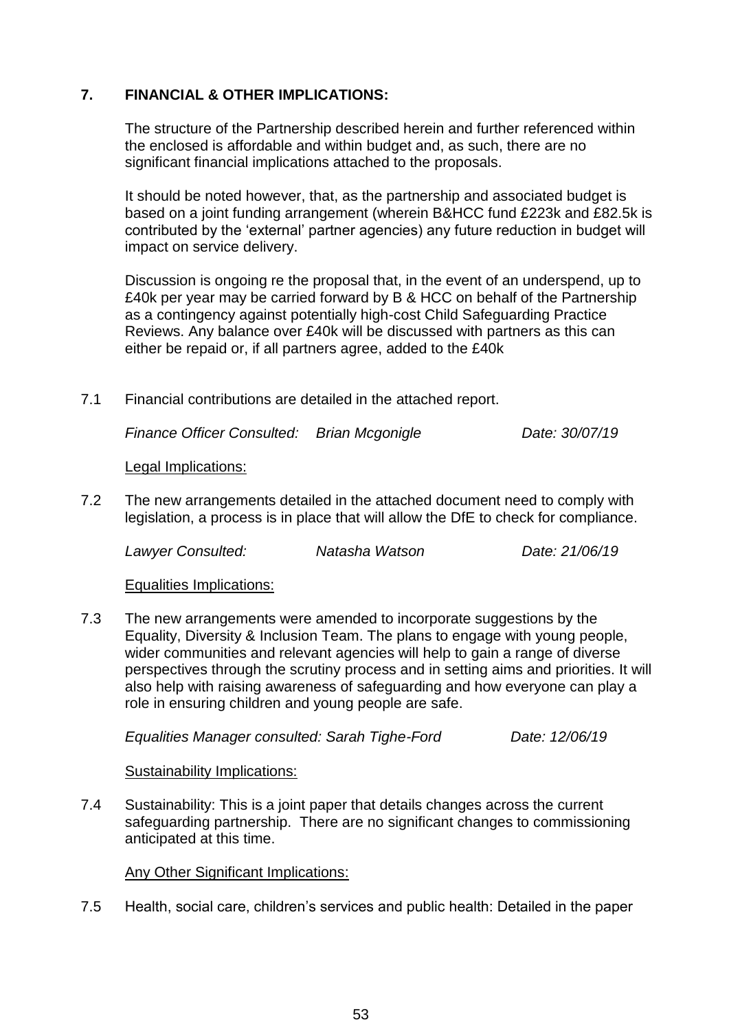## 7. FINANCIAL & OTHER IMPLICATIONS:

The structure of the Partnership described herein and further referenced within the enclosed is affordable and within budget and, as such, there are no significant financial implications attached to the proposals.

It should be noted however, that, as the partnership and associated budget is based on a joint funding arrangement (wherein B&HCC fund £223k and £82.5k is contributed by the 'external' partner agencies) any future reduction in budget will impact on service delivery.

Discussion is ongoing re the proposal that, in the event of an underspend, up to £40k per year may be carried forward by B & HCC on behalf of the Partnership as a contingency against potentially high-cost Child Safeguarding Practice Reviews. Any balance over £40k will be discussed with partners as this can either be repaid or, if all partners agree, added to the £40k

7.1 Financial contributions are detailed in the attached report.

*Finance Officer Consulted: Brian Mcgonigle Date: 30/07/19*

Legal Implications:

7.2 The new arrangements detailed in the attached document need to comply with legislation, a process is in place that will allow the DfE to check for compliance.

*Lawyer Consulted: Natasha Watson Date: 21/06/19*

Equalities Implications:

7.3 The new arrangements were amended to incorporate suggestions by the Equality, Diversity & Inclusion Team. The plans to engage with young people, wider communities and relevant agencies will help to gain a range of diverse perspectives through the scrutiny process and in setting aims and priorities. It will also help with raising awareness of safeguarding and how everyone can play a role in ensuring children and young people are safe.

*Equalities Manager consulted: Sarah Tighe-Ford Date: 12/06/19*

Sustainability Implications:

7.4 Sustainability: This is a joint paper that details changes across the current safeguarding partnership. There are no significant changes to commissioning anticipated at this time.

Any Other Significant Implications:

7.5 Health, social care, children's services and public health: Detailed in the paper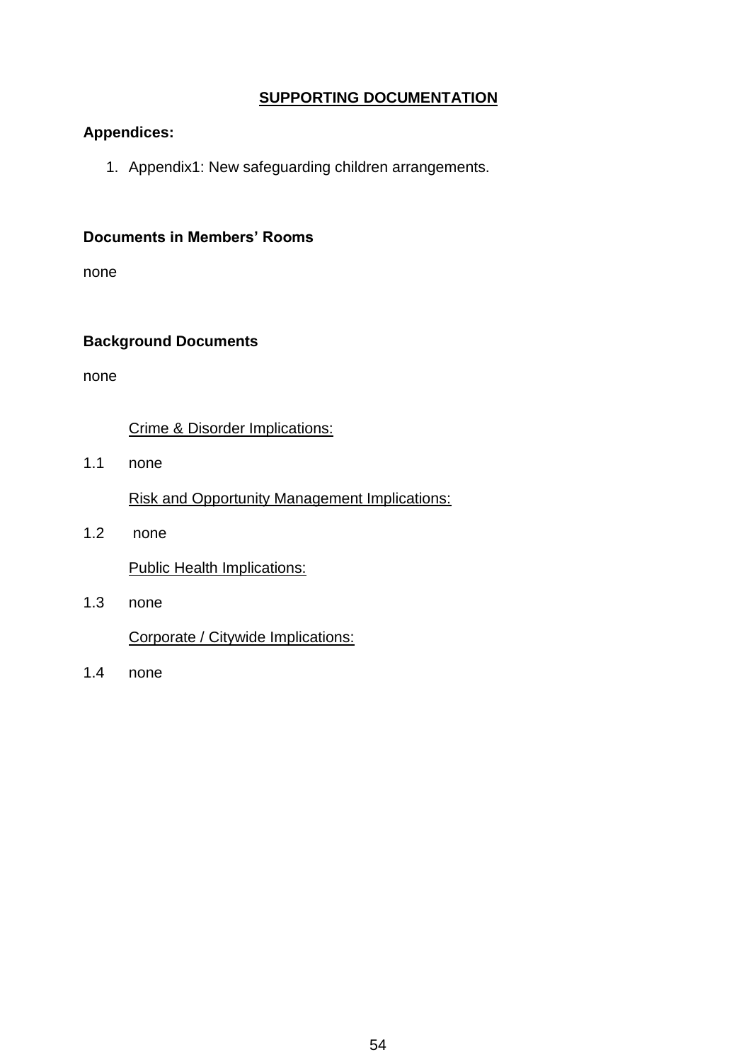## SUPPORTING DOCUMENTATION

**Appendices:**

1. Appendix1: New safeguarding children arrangements.

**Documents in Members' Rooms**

none

**Background Documents**

none

Crime & Disorder Implications:

1.1 none

Risk and Opportunity Management Implications:

1.2 none

Public Health Implications:

1.3 none

Corporate / Citywide Implications:

1.4 none